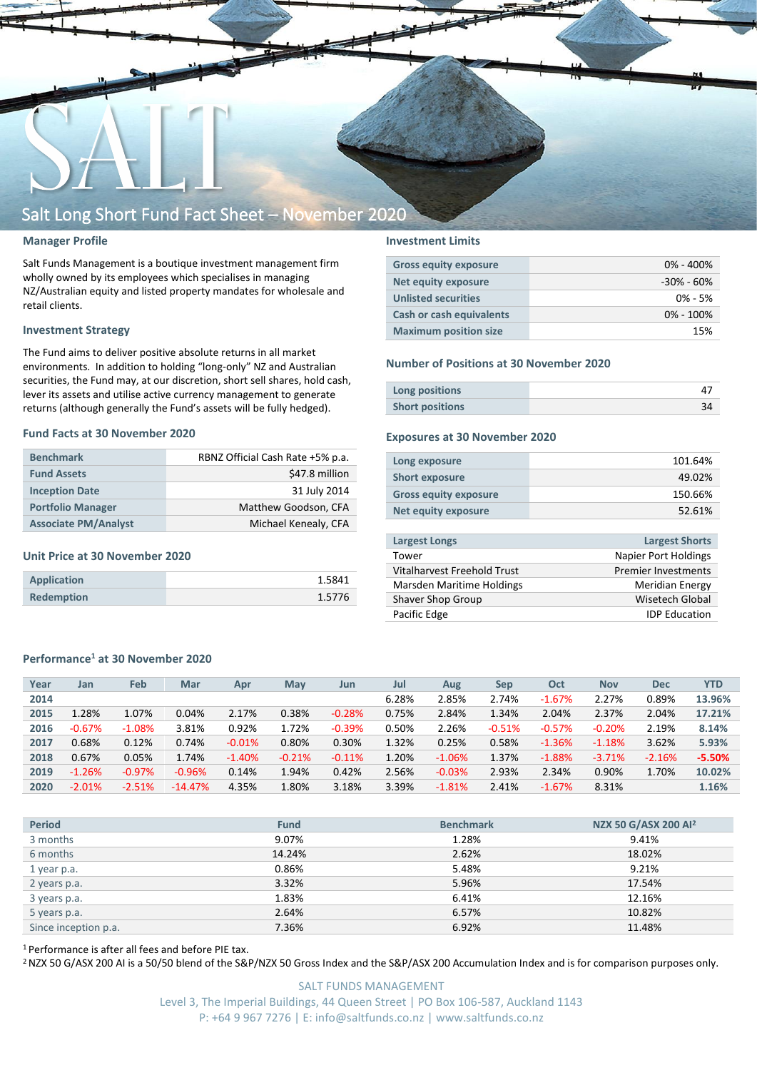# Salt Long Short Fund Fact Sheet – November 2020

## Manager Profile

Salt Funds Management is a boutique investment management firm wholly owned by its employees which specialises in managing NZ/Australian equity and listed property mandates for wholesale and retail clients.

## Investment Strategy

The Fund aims to deliver positive absolute returns in all market environments. In addition to holding "long-only" NZ and Australian securities, the Fund may, at our discretion, short sell shares, hold cash, lever its assets and utilise active currency management to generate returns (although generally the Fund's assets will be fully hedged).

## Fund Facts at 30 November 2020

| | |
|---|---|
| Benchmark | RBNZ Official Cash Rate +5% p.a. |
| Fund Assets | $47.8 million |
| Inception Date | 31 July 2014 |
| Portfolio Manager | Matthew Goodson, CFA |
| Associate PM/Analyst | Michael Kenealy, CFA |

## Unit Price at 30 November 2020

| | |
|---|---|
| Application | 1.5841 |
| Redemption | 1.5776 |

## Investment Limits

| | |
|---|---|
| Gross equity exposure | 0% - 400% |
| Net equity exposure | -30% - 60% |
| Unlisted securities | 0% - 5% |
| Cash or cash equivalents | 0% - 100% |
| Maximum position size | 15% |

## Number of Positions at 30 November 2020

| | |
|---|---|
| Long positions | 47 |
| Short positions | 34 |

## Exposures at 30 November 2020

| | |
|---|---|
| Long exposure | 101.64% |
| Short exposure | 49.02% |
| Gross equity exposure | 150.66% |
| Net equity exposure | 52.61% |

| Largest Longs | Largest Shorts |
|---|---|
| Tower | Napier Port Holdings |
| Vitalharvest Freehold Trust | Premier Investments |
| Marsden Maritime Holdings | Meridian Energy |
| Shaver Shop Group | Wisetech Global |
| Pacific Edge | IDP Education |

## Performance[1] at 30 November 2020

| Year | Jan | Feb | Mar | Apr | May | Jun | Jul | Aug | Sep | Oct | Nov | Dec | YTD |
|---|---|---|---|---|---|---|---|---|---|---|---|---|---|
| 2014 | | | | | | | 6.28% | 2.85% | 2.74% | -1.67% | 2.27% | 0.89% | 13.96% |
| 2015 | 1.28% | 1.07% | 0.04% | 2.17% | 0.38% | -0.28% | 0.75% | 2.84% | 1.34% | 2.04% | 2.37% | 2.04% | 17.21% |
| 2016 | -0.67% | -1.08% | 3.81% | 0.92% | 1.72% | -0.39% | 0.50% | 2.26% | -0.51% | -0.57% | -0.20% | 2.19% | 8.14% |
| 2017 | 0.68% | 0.12% | 0.74% | -0.01% | 0.80% | 0.30% | 1.32% | 0.25% | 0.58% | -1.36% | -1.18% | 3.62% | 5.93% |
| 2018 | 0.67% | 0.05% | 1.74% | -1.40% | -0.21% | -0.11% | 1.20% | -1.06% | 1.37% | -1.88% | -3.71% | -2.16% | -5.50% |
| 2019 | -1.26% | -0.97% | -0.96% | 0.14% | 1.94% | 0.42% | 2.56% | -0.03% | 2.93% | 2.34% | 0.90% | 1.70% | 10.02% |
| 2020 | -2.01% | -2.51% | -14.47% | 4.35% | 1.80% | 3.18% | 3.39% | -1.81% | 2.41% | -1.67% | 8.31% | | 1.16% |

| Period | Fund | Benchmark | NZX 50 G/ASX 200 AI[2] |
|---|---|---|---|
| 3 months | 9.07% | 1.28% | 9.41% |
| 6 months | 14.24% | 2.62% | 18.02% |
| 1 year p.a. | 0.86% | 5.48% | 9.21% |
| 2 years p.a. | 3.32% | 5.96% | 17.54% |
| 3 years p.a. | 1.83% | 6.41% | 12.16% |
| 5 years p.a. | 2.64% | 6.57% | 10.82% |
| Since inception p.a. | 7.36% | 6.92% | 11.48% |

[1] Performance is after all fees and before PIE tax.

[2] NZX 50 G/ASX 200 AI is a 50/50 blend of the S&P/NZX 50 Gross Index and the S&P/ASX 200 Accumulation Index and is for comparison purposes only.

SALT FUNDS MANAGEMENT
Level 3, The Imperial Buildings, 44 Queen Street | PO Box 106-587, Auckland 1143
P: +64 9 967 7276 | E: info@saltfunds.co.nz | www.saltfunds.co.nz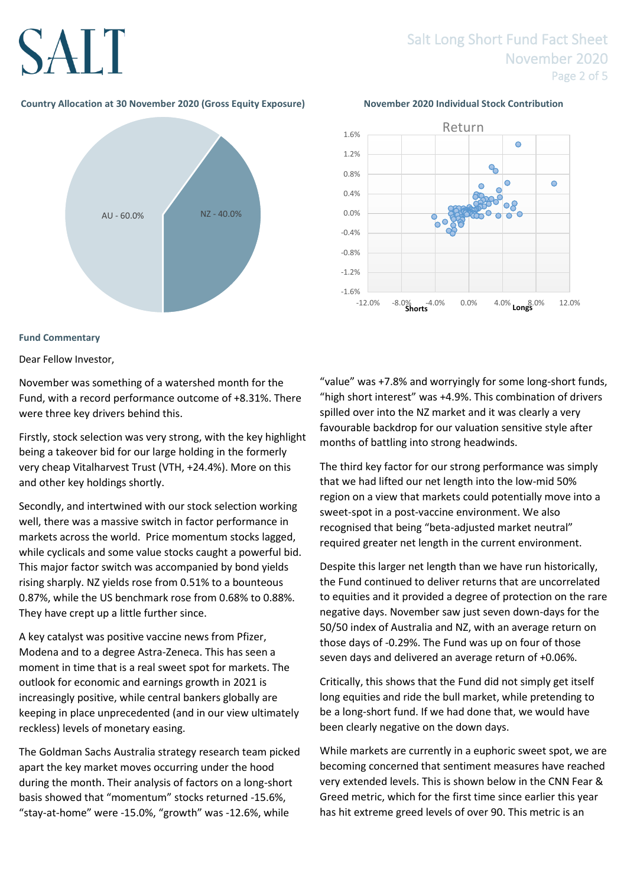**Country Allocation at 30 November 2020 (Gross Equity Exposure)**

AU - 60.0%

NZ - 40.0%

**November 2020 Individual Stock Contribution**

Return

Shorts

Longs

**Fund Commentary**

Dear Fellow Investor,

November was something of a watershed month for the Fund, with a record performance outcome of +8.31%. There were three key drivers behind this.

Firstly, stock selection was very strong, with the key highlight being a takeover bid for our large holding in the formerly very cheap Vitalharvest Trust (VTH, +24.4%). More on this and other key holdings shortly.

Secondly, and intertwined with our stock selection working well, there was a massive switch in factor performance in markets across the world. Price momentum stocks lagged, while cyclicals and some value stocks caught a powerful bid. This major factor switch was accompanied by bond yields rising sharply. NZ yields rose from 0.51% to a bounteous 0.87%, while the US benchmark rose from 0.68% to 0.88%. They have crept up a little further since.

A key catalyst was positive vaccine news from Pfizer, Modena and to a degree Astra-Zeneca. This has seen a moment in time that is a real sweet spot for markets. The outlook for economic and earnings growth in 2021 is increasingly positive, while central bankers globally are keeping in place unprecedented (and in our view ultimately reckless) levels of monetary easing.

The Goldman Sachs Australia strategy research team picked apart the key market moves occurring under the hood during the month. Their analysis of factors on a long-short basis showed that "momentum" stocks returned -15.6%, "stay-at-home" were -15.0%, "growth" was -12.6%, while "value" was +7.8% and worryingly for some long-short funds, "high short interest" was +4.9%. This combination of drivers spilled over into the NZ market and it was clearly a very favourable backdrop for our valuation sensitive style after months of battling into strong headwinds.

The third key factor for our strong performance was simply that we had lifted our net length into the low-mid 50% region on a view that markets could potentially move into a sweet-spot in a post-vaccine environment. We also recognised that being "beta-adjusted market neutral" required greater net length in the current environment.

Despite this larger net length than we have run historically, the Fund continued to deliver returns that are uncorrelated to equities and it provided a degree of protection on the rare negative days. November saw just seven down-days for the 50/50 index of Australia and NZ, with an average return on those days of -0.29%. The Fund was up on four of those seven days and delivered an average return of +0.06%.

Critically, this shows that the Fund did not simply get itself long equities and ride the bull market, while pretending to be a long-short fund. If we had done that, we would have been clearly negative on the down days.

While markets are currently in a euphoric sweet spot, we are becoming concerned that sentiment measures have reached very extended levels. This is shown below in the CNN Fear & Greed metric, which for the first time since earlier this year has hit extreme greed levels of over 90. This metric is an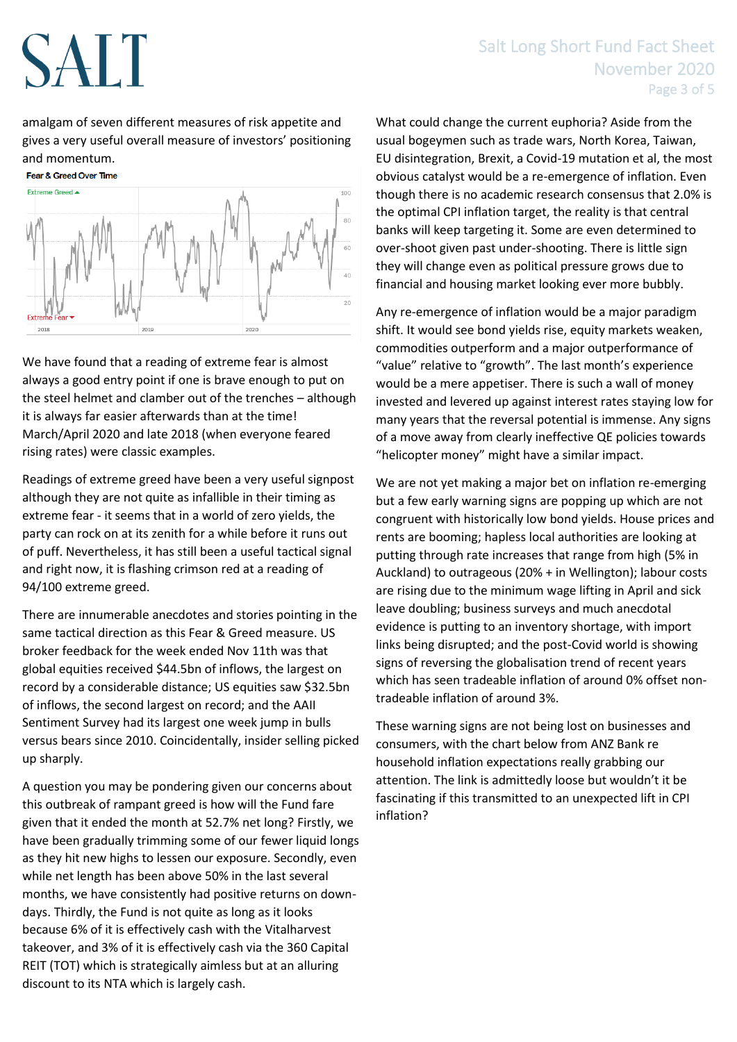amalgam of seven different measures of risk appetite and gives a very useful overall measure of investors' positioning and momentum.

**Fear & Greed Over Time**

We have found that a reading of extreme fear is almost always a good entry point if one is brave enough to put on the steel helmet and clamber out of the trenches – although it is always far easier afterwards than at the time! March/April 2020 and late 2018 (when everyone feared rising rates) were classic examples.

Readings of extreme greed have been a very useful signpost although they are not quite as infallible in their timing as extreme fear - it seems that in a world of zero yields, the party can rock on at its zenith for a while before it runs out of puff. Nevertheless, it has still been a useful tactical signal and right now, it is flashing crimson red at a reading of 94/100 extreme greed.

There are innumerable anecdotes and stories pointing in the same tactical direction as this Fear & Greed measure. US broker feedback for the week ended Nov 11th was that global equities received $44.5bn of inflows, the largest on record by a considerable distance; US equities saw $32.5bn of inflows, the second largest on record; and the AAII Sentiment Survey had its largest one week jump in bulls versus bears since 2010. Coincidentally, insider selling picked up sharply.

A question you may be pondering given our concerns about this outbreak of rampant greed is how will the Fund fare given that it ended the month at 52.7% net long? Firstly, we have been gradually trimming some of our fewer liquid longs as they hit new highs to lessen our exposure. Secondly, even while net length has been above 50% in the last several months, we have consistently had positive returns on down-days. Thirdly, the Fund is not quite as long as it looks because 6% of it is effectively cash with the Vitalharvest takeover, and 3% of it is effectively cash via the 360 Capital REIT (TOT) which is strategically aimless but at an alluring discount to its NTA which is largely cash.

What could change the current euphoria? Aside from the usual bogeymen such as trade wars, North Korea, Taiwan, EU disintegration, Brexit, a Covid-19 mutation et al, the most obvious catalyst would be a re-emergence of inflation. Even though there is no academic research consensus that 2.0% is the optimal CPI inflation target, the reality is that central banks will keep targeting it. Some are even determined to over-shoot given past under-shooting. There is little sign they will change even as political pressure grows due to financial and housing market looking ever more bubbly.

Any re-emergence of inflation would be a major paradigm shift. It would see bond yields rise, equity markets weaken, commodities outperform and a major outperformance of "value" relative to "growth". The last month's experience would be a mere appetiser. There is such a wall of money invested and levered up against interest rates staying low for many years that the reversal potential is immense. Any signs of a move away from clearly ineffective QE policies towards "helicopter money" might have a similar impact.

We are not yet making a major bet on inflation re-emerging but a few early warning signs are popping up which are not congruent with historically low bond yields. House prices and rents are booming; hapless local authorities are looking at putting through rate increases that range from high (5% in Auckland) to outrageous (20% + in Wellington); labour costs are rising due to the minimum wage lifting in April and sick leave doubling; business surveys and much anecdotal evidence is putting to an inventory shortage, with import links being disrupted; and the post-Covid world is showing signs of reversing the globalisation trend of recent years which has seen tradeable inflation of around 0% offset non-tradeable inflation of around 3%.

These warning signs are not being lost on businesses and consumers, with the chart below from ANZ Bank re household inflation expectations really grabbing our attention. The link is admittedly loose but wouldn't it be fascinating if this transmitted to an unexpected lift in CPI inflation?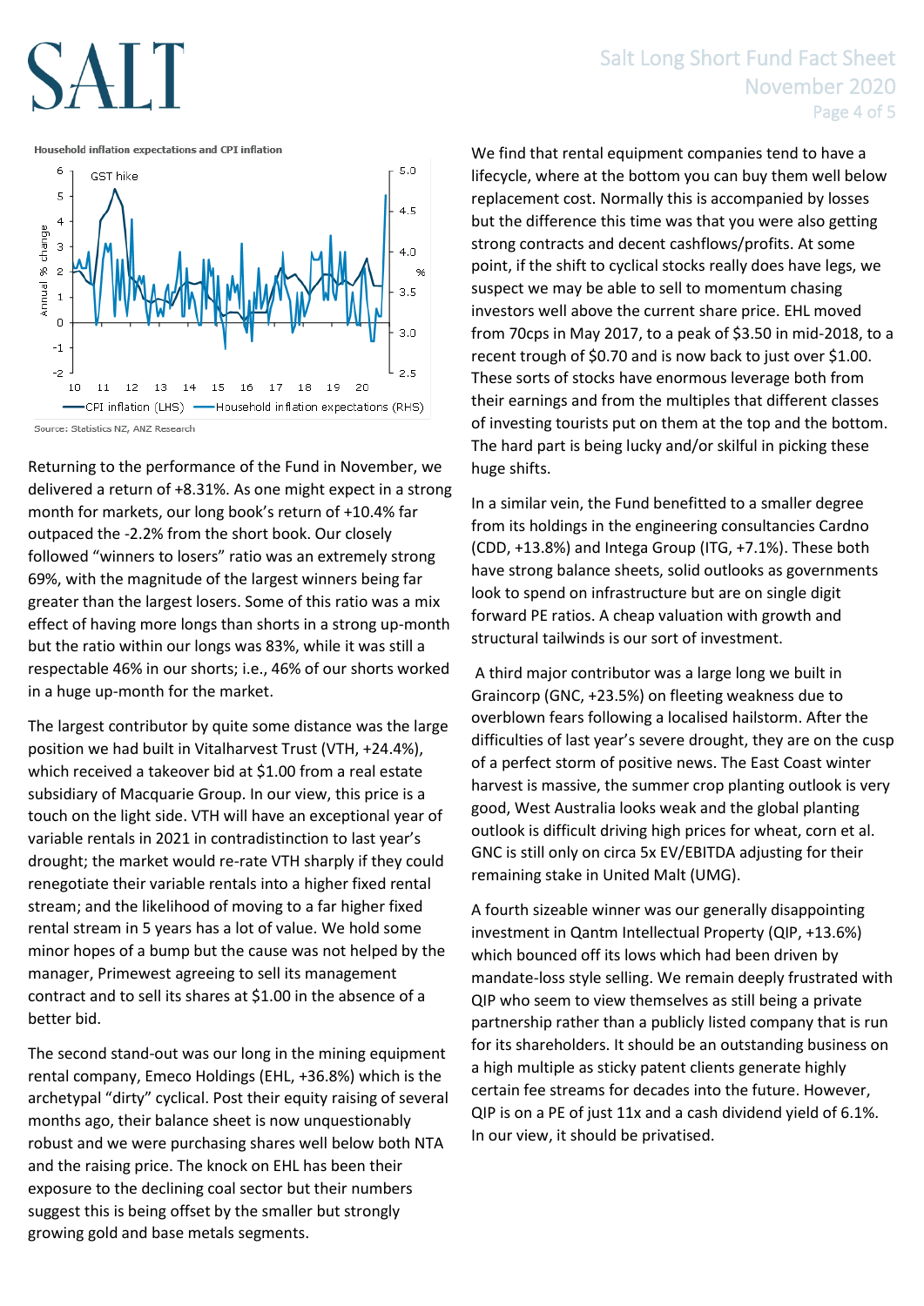Household inflation expectations and CPI inflation

Source: Statistics NZ, ANZ Research

Returning to the performance of the Fund in November, we delivered a return of +8.31%. As one might expect in a strong month for markets, our long book's return of +10.4% far outpaced the -2.2% from the short book. Our closely followed "winners to losers" ratio was an extremely strong 69%, with the magnitude of the largest winners being far greater than the largest losers. Some of this ratio was a mix effect of having more longs than shorts in a strong up-month but the ratio within our longs was 83%, while it was still a respectable 46% in our shorts; i.e., 46% of our shorts worked in a huge up-month for the market.

The largest contributor by quite some distance was the large position we had built in Vitalharvest Trust (VTH, +24.4%), which received a takeover bid at $1.00 from a real estate subsidiary of Macquarie Group. In our view, this price is a touch on the light side. VTH will have an exceptional year of variable rentals in 2021 in contradistinction to last year's drought; the market would re-rate VTH sharply if they could renegotiate their variable rentals into a higher fixed rental stream; and the likelihood of moving to a far higher fixed rental stream in 5 years has a lot of value. We hold some minor hopes of a bump but the cause was not helped by the manager, Primewest agreeing to sell its management contract and to sell its shares at $1.00 in the absence of a better bid.

The second stand-out was our long in the mining equipment rental company, Emeco Holdings (EHL, +36.8%) which is the archetypal "dirty" cyclical. Post their equity raising of several months ago, their balance sheet is now unquestionably robust and we were purchasing shares well below both NTA and the raising price. The knock on EHL has been their exposure to the declining coal sector but their numbers suggest this is being offset by the smaller but strongly growing gold and base metals segments.

We find that rental equipment companies tend to have a lifecycle, where at the bottom you can buy them well below replacement cost. Normally this is accompanied by losses but the difference this time was that you were also getting strong contracts and decent cashflows/profits. At some point, if the shift to cyclical stocks really does have legs, we suspect we may be able to sell to momentum chasing investors well above the current share price. EHL moved from 70cps in May 2017, to a peak of $3.50 in mid-2018, to a recent trough of $0.70 and is now back to just over $1.00. These sorts of stocks have enormous leverage both from their earnings and from the multiples that different classes of investing tourists put on them at the top and the bottom. The hard part is being lucky and/or skilful in picking these huge shifts.

In a similar vein, the Fund benefitted to a smaller degree from its holdings in the engineering consultancies Cardno (CDD, +13.8%) and Intega Group (ITG, +7.1%). These both have strong balance sheets, solid outlooks as governments look to spend on infrastructure but are on single digit forward PE ratios. A cheap valuation with growth and structural tailwinds is our sort of investment.

A third major contributor was a large long we built in Graincorp (GNC, +23.5%) on fleeting weakness due to overblown fears following a localised hailstorm. After the difficulties of last year's severe drought, they are on the cusp of a perfect storm of positive news. The East Coast winter harvest is massive, the summer crop planting outlook is very good, West Australia looks weak and the global planting outlook is difficult driving high prices for wheat, corn et al. GNC is still only on circa 5x EV/EBITDA adjusting for their remaining stake in United Malt (UMG).

A fourth sizeable winner was our generally disappointing investment in Qantm Intellectual Property (QIP, +13.6%) which bounced off its lows which had been driven by mandate-loss style selling. We remain deeply frustrated with QIP who seem to view themselves as still being a private partnership rather than a publicly listed company that is run for its shareholders. It should be an outstanding business on a high multiple as sticky patent clients generate highly certain fee streams for decades into the future. However, QIP is on a PE of just 11x and a cash dividend yield of 6.1%. In our view, it should be privatised.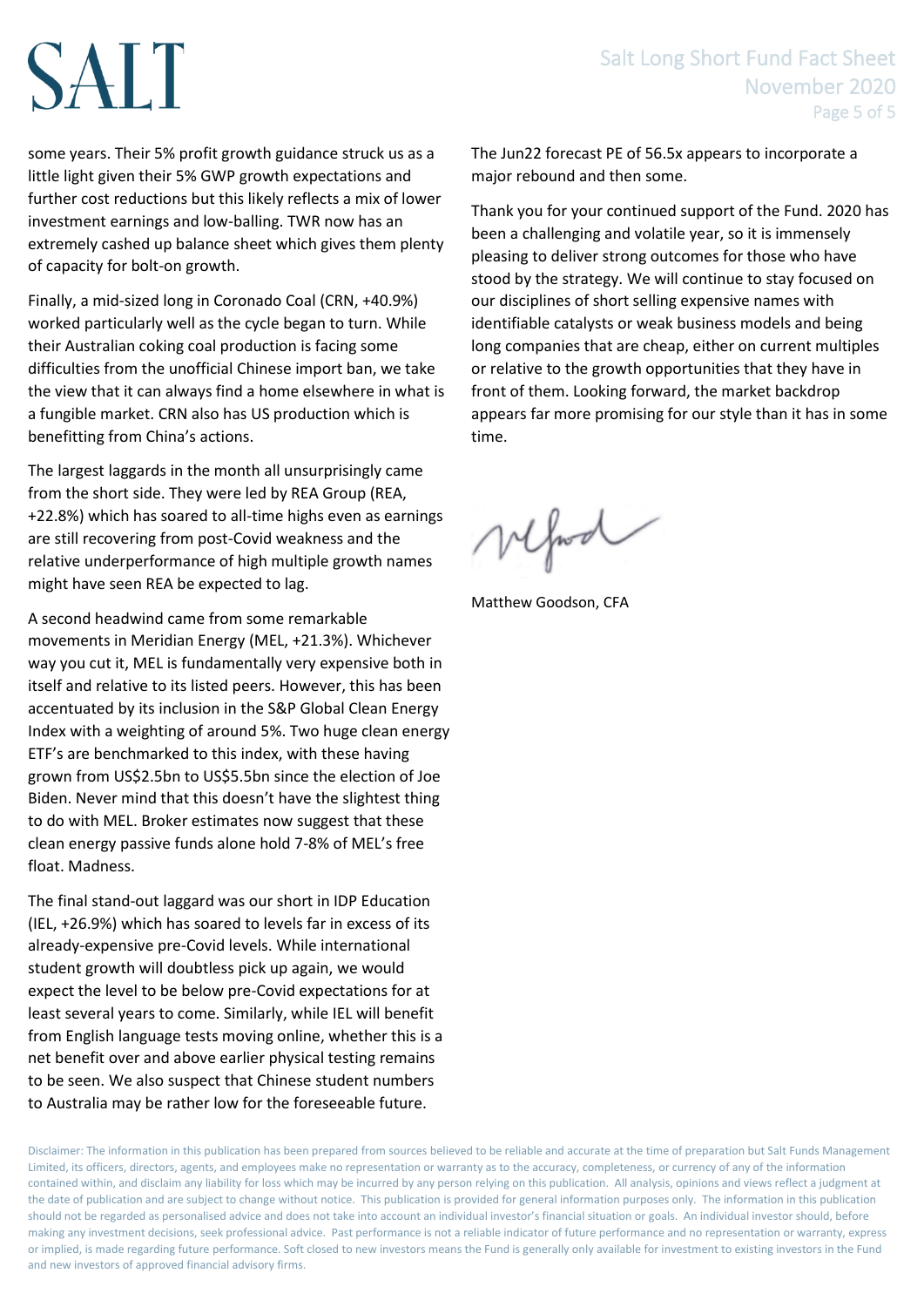some years. Their 5% profit growth guidance struck us as a little light given their 5% GWP growth expectations and further cost reductions but this likely reflects a mix of lower investment earnings and low-balling. TWR now has an extremely cashed up balance sheet which gives them plenty of capacity for bolt-on growth.

Finally, a mid-sized long in Coronado Coal (CRN, +40.9%) worked particularly well as the cycle began to turn. While their Australian coking coal production is facing some difficulties from the unofficial Chinese import ban, we take the view that it can always find a home elsewhere in what is a fungible market. CRN also has US production which is benefitting from China's actions.

The largest laggards in the month all unsurprisingly came from the short side. They were led by REA Group (REA, +22.8%) which has soared to all-time highs even as earnings are still recovering from post-Covid weakness and the relative underperformance of high multiple growth names might have seen REA be expected to lag.

A second headwind came from some remarkable movements in Meridian Energy (MEL, +21.3%). Whichever way you cut it, MEL is fundamentally very expensive both in itself and relative to its listed peers. However, this has been accentuated by its inclusion in the S&P Global Clean Energy Index with a weighting of around 5%. Two huge clean energy ETF's are benchmarked to this index, with these having grown from US$2.5bn to US$5.5bn since the election of Joe Biden. Never mind that this doesn't have the slightest thing to do with MEL. Broker estimates now suggest that these clean energy passive funds alone hold 7-8% of MEL's free float. Madness.

The final stand-out laggard was our short in IDP Education (IEL, +26.9%) which has soared to levels far in excess of its already-expensive pre-Covid levels. While international student growth will doubtless pick up again, we would expect the level to be below pre-Covid expectations for at least several years to come. Similarly, while IEL will benefit from English language tests moving online, whether this is a net benefit over and above earlier physical testing remains to be seen. We also suspect that Chinese student numbers to Australia may be rather low for the foreseeable future.

The Jun22 forecast PE of 56.5x appears to incorporate a major rebound and then some.

Thank you for your continued support of the Fund. 2020 has been a challenging and volatile year, so it is immensely pleasing to deliver strong outcomes for those who have stood by the strategy. We will continue to stay focused on our disciplines of short selling expensive names with identifiable catalysts or weak business models and being long companies that are cheap, either on current multiples or relative to the growth opportunities that they have in front of them. Looking forward, the market backdrop appears far more promising for our style than it has in some time.

Matthew Goodson, CFA

Disclaimer: The information in this publication has been prepared from sources believed to be reliable and accurate at the time of preparation but Salt Funds Management Limited, its officers, directors, agents, and employees make no representation or warranty as to the accuracy, completeness, or currency of any of the information contained within, and disclaim any liability for loss which may be incurred by any person relying on this publication. All analysis, opinions and views reflect a judgment at the date of publication and are subject to change without notice. This publication is provided for general information purposes only. The information in this publication should not be regarded as personalised advice and does not take into account an individual investor's financial situation or goals. An individual investor should, before making any investment decisions, seek professional advice. Past performance is not a reliable indicator of future performance and no representation or warranty, express or implied, is made regarding future performance. Soft closed to new investors means the Fund is generally only available for investment to existing investors in the Fund and new investors of approved financial advisory firms.